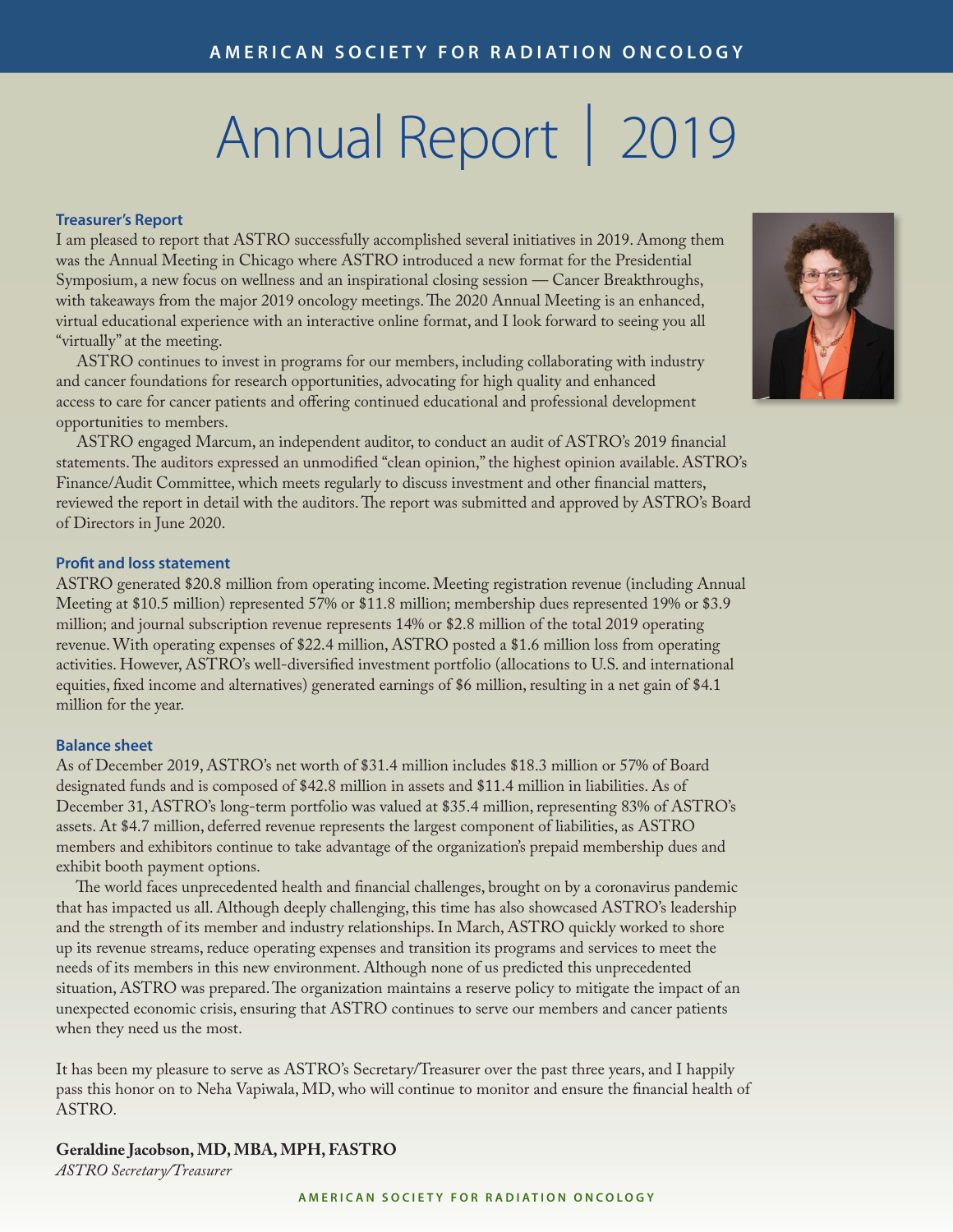# Annual Report | 2019

## Treasurer's Report

I am pleased to report that ASTRO successfully accomplished several initiatives in 2019. Among them was the Annual Meeting in Chicago where ASTRO introduced a new format for the Presidential Symposium, a new focus on wellness and an inspirational closing session — Cancer Breakthroughs, with takeaways from the major 2019 oncology meetings. The 2020 Annual Meeting is an enhanced, virtual educational experience with an interactive online format, and I look forward to seeing you all "virtually" at the meeting.

ASTRO continues to invest in programs for our members, including collaborating with industry and cancer foundations for research opportunities, advocating for high quality and enhanced access to care for cancer patients and offering continued educational and professional development opportunities to members.

ASTRO engaged Marcum, an independent auditor, to conduct an audit of ASTRO's 2019 financial statements. The auditors expressed an unmodified "clean opinion," the highest opinion available. ASTRO's Finance/Audit Committee, which meets regularly to discuss investment and other financial matters, reviewed the report in detail with the auditors. The report was submitted and approved by ASTRO's Board of Directors in June 2020.

## Profit and loss statement

ASTRO generated $20.8 million from operating income. Meeting registration revenue (including Annual Meeting at $10.5 million) represented 57% or $11.8 million; membership dues represented 19% or $3.9 million; and journal subscription revenue represents 14% or $2.8 million of the total 2019 operating revenue. With operating expenses of $22.4 million, ASTRO posted a $1.6 million loss from operating activities. However, ASTRO's well-diversified investment portfolio (allocations to U.S. and international equities, fixed income and alternatives) generated earnings of $6 million, resulting in a net gain of $4.1 million for the year.

## Balance sheet

As of December 2019, ASTRO's net worth of $31.4 million includes $18.3 million or 57% of Board designated funds and is composed of $42.8 million in assets and $11.4 million in liabilities. As of December 31, ASTRO's long-term portfolio was valued at $35.4 million, representing 83% of ASTRO's assets. At $4.7 million, deferred revenue represents the largest component of liabilities, as ASTRO members and exhibitors continue to take advantage of the organization's prepaid membership dues and exhibit booth payment options.

The world faces unprecedented health and financial challenges, brought on by a coronavirus pandemic that has impacted us all. Although deeply challenging, this time has also showcased ASTRO's leadership and the strength of its member and industry relationships. In March, ASTRO quickly worked to shore up its revenue streams, reduce operating expenses and transition its programs and services to meet the needs of its members in this new environment. Although none of us predicted this unprecedented situation, ASTRO was prepared. The organization maintains a reserve policy to mitigate the impact of an unexpected economic crisis, ensuring that ASTRO continues to serve our members and cancer patients when they need us the most.

It has been my pleasure to serve as ASTRO's Secretary/Treasurer over the past three years, and I happily pass this honor on to Neha Vapiwala, MD, who will continue to monitor and ensure the financial health of ASTRO.

**Geraldine Jacobson, MD, MBA, MPH, FASTRO**
*ASTRO Secretary/Treasurer*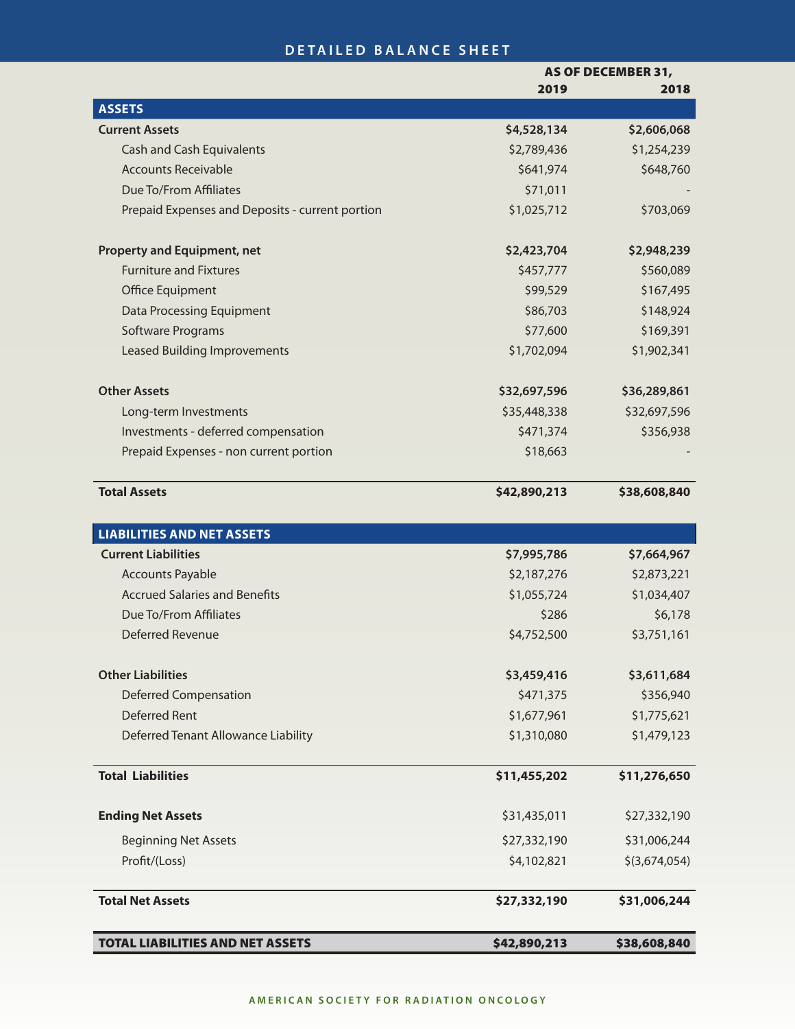# DETAILED BALANCE SHEET

| | AS OF DECEMBER 31, 2019 | 2018 |
|---|---|---|
| **ASSETS** | | |
| **Current Assets** | **$4,528,134** | **$2,606,068** |
| Cash and Cash Equivalents | $2,789,436 | $1,254,239 |
| Accounts Receivable | $641,974 | $648,760 |
| Due To/From Affiliates | $71,011 | - |
| Prepaid Expenses and Deposits - current portion | $1,025,712 | $703,069 |
| **Property and Equipment, net** | **$2,423,704** | **$2,948,239** |
| Furniture and Fixtures | $457,777 | $560,089 |
| Office Equipment | $99,529 | $167,495 |
| Data Processing Equipment | $86,703 | $148,924 |
| Software Programs | $77,600 | $169,391 |
| Leased Building Improvements | $1,702,094 | $1,902,341 |
| **Other Assets** | **$32,697,596** | **$36,289,861** |
| Long-term Investments | $35,448,338 | $32,697,596 |
| Investments - deferred compensation | $471,374 | $356,938 |
| Prepaid Expenses - non current portion | $18,663 | - |
| **Total Assets** | **$42,890,213** | **$38,608,840** |
| **LIABILITIES AND NET ASSETS** | | |
| **Current Liabilities** | **$7,995,786** | **$7,664,967** |
| Accounts Payable | $2,187,276 | $2,873,221 |
| Accrued Salaries and Benefits | $1,055,724 | $1,034,407 |
| Due To/From Affiliates | $286 | $6,178 |
| Deferred Revenue | $4,752,500 | $3,751,161 |
| **Other Liabilities** | **$3,459,416** | **$3,611,684** |
| Deferred Compensation | $471,375 | $356,940 |
| Deferred Rent | $1,677,961 | $1,775,621 |
| Deferred Tenant Allowance Liability | $1,310,080 | $1,479,123 |
| **Total Liabilities** | **$11,455,202** | **$11,276,650** |
| **Ending Net Assets** | $31,435,011 | $27,332,190 |
| Beginning Net Assets | $27,332,190 | $31,006,244 |
| Profit/(Loss) | $4,102,821 | $(3,674,054) |
| **Total Net Assets** | **$27,332,190** | **$31,006,244** |
| **TOTAL LIABILITIES AND NET ASSETS** | **$42,890,213** | **$38,608,840** |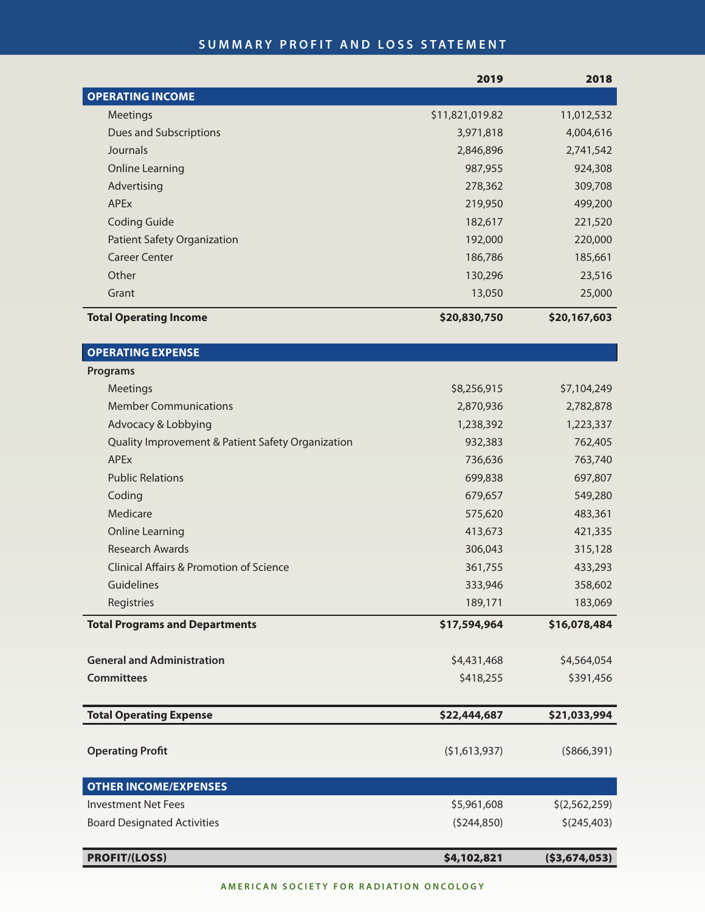## SUMMARY PROFIT AND LOSS STATEMENT

| | 2019 | 2018 |
|---|---|---|
| **OPERATING INCOME** | | |
| Meetings | $11,821,019.82 | 11,012,532 |
| Dues and Subscriptions | 3,971,818 | 4,004,616 |
| Journals | 2,846,896 | 2,741,542 |
| Online Learning | 987,955 | 924,308 |
| Advertising | 278,362 | 309,708 |
| APEx | 219,950 | 499,200 |
| Coding Guide | 182,617 | 221,520 |
| Patient Safety Organization | 192,000 | 220,000 |
| Career Center | 186,786 | 185,661 |
| Other | 130,296 | 23,516 |
| Grant | 13,050 | 25,000 |
| **Total Operating Income** | **$20,830,750** | **$20,167,603** |
| **OPERATING EXPENSE** | | |
| **Programs** | | |
| Meetings | $8,256,915 | $7,104,249 |
| Member Communications | 2,870,936 | 2,782,878 |
| Advocacy & Lobbying | 1,238,392 | 1,223,337 |
| Quality Improvement & Patient Safety Organization | 932,383 | 762,405 |
| APEx | 736,636 | 763,740 |
| Public Relations | 699,838 | 697,807 |
| Coding | 679,657 | 549,280 |
| Medicare | 575,620 | 483,361 |
| Online Learning | 413,673 | 421,335 |
| Research Awards | 306,043 | 315,128 |
| Clinical Affairs & Promotion of Science | 361,755 | 433,293 |
| Guidelines | 333,946 | 358,602 |
| Registries | 189,171 | 183,069 |
| **Total Programs and Departments** | **$17,594,964** | **$16,078,484** |
| **General and Administration** | $4,431,468 | $4,564,054 |
| **Committees** | $418,255 | $391,456 |
| **Total Operating Expense** | **$22,444,687** | **$21,033,994** |
| **Operating Profit** | ($1,613,937) | ($866,391) |
| **OTHER INCOME/EXPENSES** | | |
| Investment Net Fees | $5,961,608 | $(2,562,259) |
| Board Designated Activities | ($244,850) | $(245,403) |
| **PROFIT/(LOSS)** | **$4,102,821** | **($3,674,053)** |

AMERICAN SOCIETY FOR RADIATION ONCOLOGY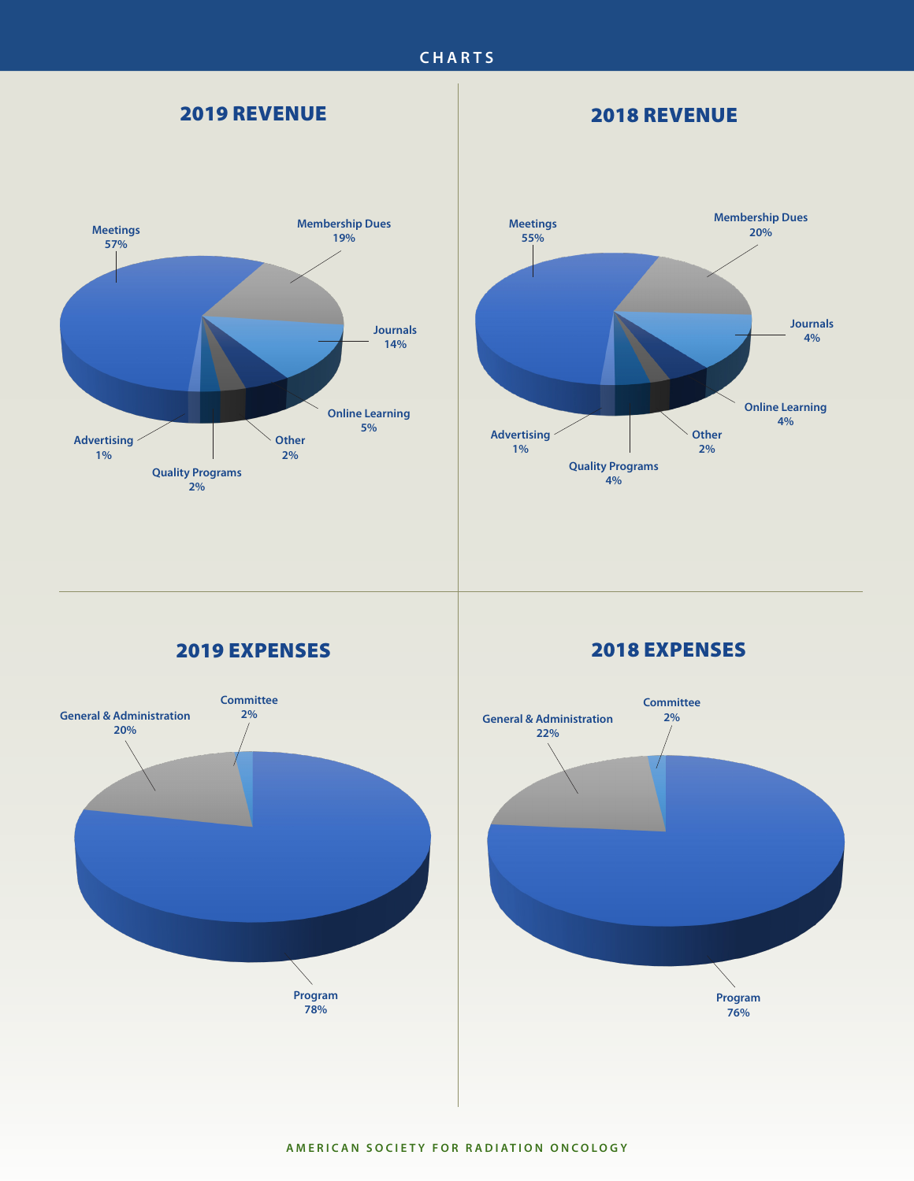# CHARTS

## 2019 REVENUE

Meetings
57%

Membership Dues
19%

Journals
14%

Online Learning
5%

Other
2%

Quality Programs
2%

Advertising
1%

## 2018 REVENUE

Meetings
55%

Membership Dues
20%

Journals
4%

Online Learning
4%

Other
2%

Quality Programs
4%

Advertising
1%

## 2019 EXPENSES

General & Administration
20%

Committee
2%

Program
78%

## 2018 EXPENSES

General & Administration
22%

Committee
2%

Program
76%